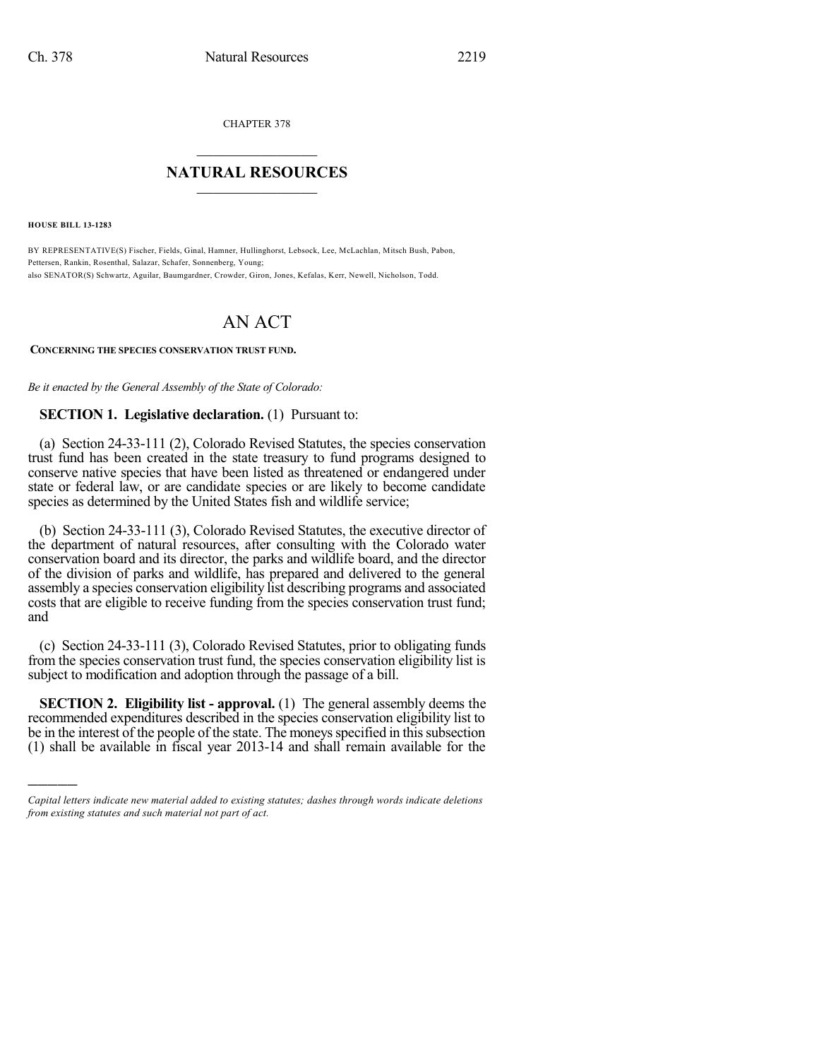CHAPTER 378

# NATURAL RESOURCES

**HOUSE BILL 13-1283**

BY REPRESENTATIVE(S) Fischer, Fields, Ginal, Hamner, Hullinghorst, Lebsock, Lee, McLachlan, Mitsch Bush, Pabon, Pettersen, Rankin, Rosenthal, Salazar, Schafer, Sonnenberg, Young;
also SENATOR(S) Schwartz, Aguilar, Baumgardner, Crowder, Giron, Jones, Kefalas, Kerr, Newell, Nicholson, Todd.

# AN ACT

**CONCERNING THE SPECIES CONSERVATION TRUST FUND.**

*Be it enacted by the General Assembly of the State of Colorado:*

**SECTION 1. Legislative declaration.** (1) Pursuant to:

(a) Section 24-33-111 (2), Colorado Revised Statutes, the species conservation trust fund has been created in the state treasury to fund programs designed to conserve native species that have been listed as threatened or endangered under state or federal law, or are candidate species or are likely to become candidate species as determined by the United States fish and wildlife service;

(b) Section 24-33-111 (3), Colorado Revised Statutes, the executive director of the department of natural resources, after consulting with the Colorado water conservation board and its director, the parks and wildlife board, and the director of the division of parks and wildlife, has prepared and delivered to the general assembly a species conservation eligibility list describing programs and associated costs that are eligible to receive funding from the species conservation trust fund; and

(c) Section 24-33-111 (3), Colorado Revised Statutes, prior to obligating funds from the species conservation trust fund, the species conservation eligibility list is subject to modification and adoption through the passage of a bill.

**SECTION 2. Eligibility list - approval.** (1) The general assembly deems the recommended expenditures described in the species conservation eligibility list to be in the interest of the people of the state. The moneys specified in this subsection (1) shall be available in fiscal year 2013-14 and shall remain available for the

---

*Capital letters indicate new material added to existing statutes; dashes through words indicate deletions from existing statutes and such material not part of act.*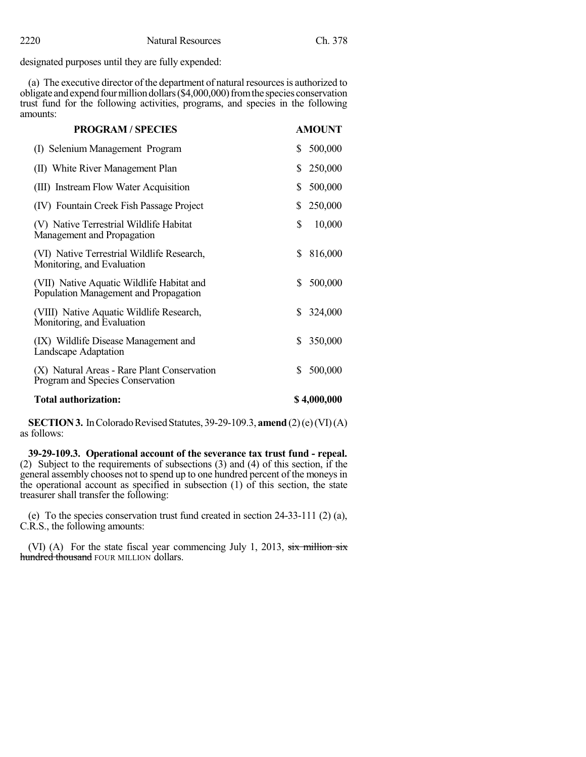designated purposes until they are fully expended:

(a) The executive director of the department of natural resources is authorized to obligate and expend four million dollars ($4,000,000) from the species conservation trust fund for the following activities, programs, and species in the following amounts:

| PROGRAM / SPECIES | AMOUNT |
|---|---|
| (I) Selenium Management Program | $ 500,000 |
| (II) White River Management Plan | $ 250,000 |
| (III) Instream Flow Water Acquisition | $ 500,000 |
| (IV) Fountain Creek Fish Passage Project | $ 250,000 |
| (V) Native Terrestrial Wildlife Habitat Management and Propagation | $ 10,000 |
| (VI) Native Terrestrial Wildlife Research, Monitoring, and Evaluation | $ 816,000 |
| (VII) Native Aquatic Wildlife Habitat and Population Management and Propagation | $ 500,000 |
| (VIII) Native Aquatic Wildlife Research, Monitoring, and Evaluation | $ 324,000 |
| (IX) Wildlife Disease Management and Landscape Adaptation | $ 350,000 |
| (X) Natural Areas - Rare Plant Conservation Program and Species Conservation | $ 500,000 |
| **Total authorization:** | **$ 4,000,000** |

**SECTION 3.** In Colorado Revised Statutes, 39-29-109.3, **amend** (2) (e) (VI) (A) as follows:

**39-29-109.3. Operational account of the severance tax trust fund - repeal.** (2) Subject to the requirements of subsections (3) and (4) of this section, if the general assembly chooses not to spend up to one hundred percent of the moneys in the operational account as specified in subsection (1) of this section, the state treasurer shall transfer the following:

(e) To the species conservation trust fund created in section 24-33-111 (2) (a), C.R.S., the following amounts:

(VI) (A) For the state fiscal year commencing July 1, 2013, ~~six million six hundred thousand~~ FOUR MILLION dollars.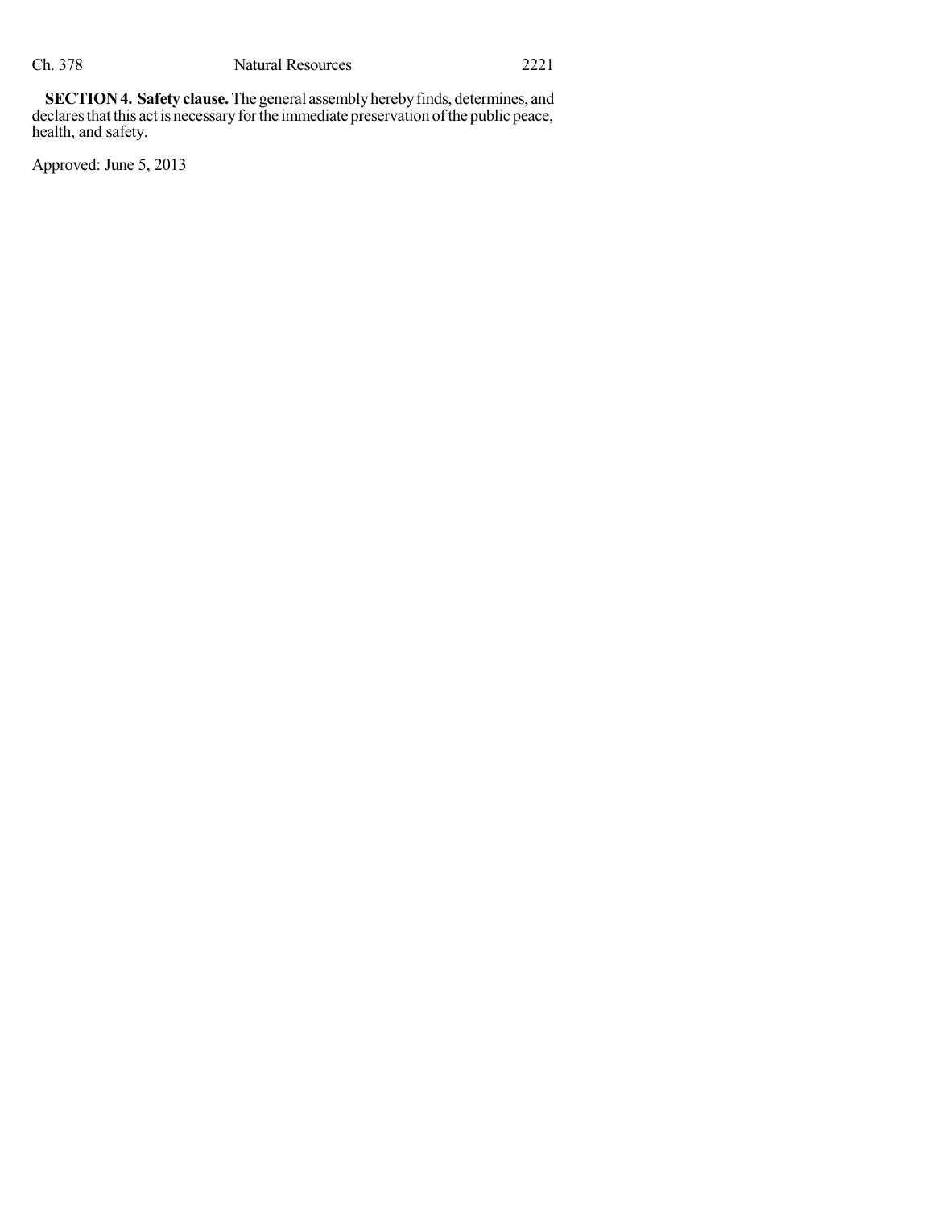**SECTION 4. Safety clause.** The general assembly hereby finds, determines, and declares that this act is necessary for the immediate preservation of the public peace, health, and safety.

Approved: June 5, 2013